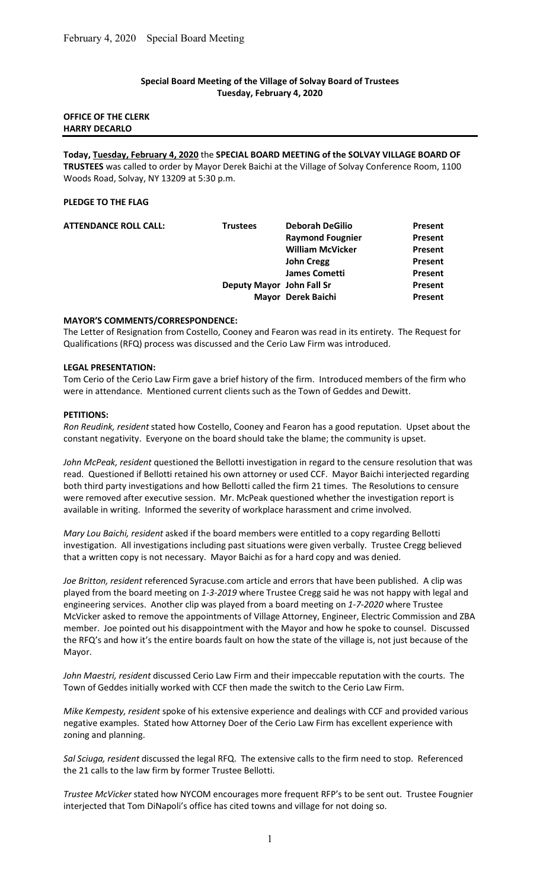**Special Board Meeting of the Village of Solvay Board of Trustees**
**Tuesday, February 4, 2020**

**OFFICE OF THE CLERK**
**HARRY DECARLO**

---

**Today, Tuesday, February 4, 2020** the **SPECIAL BOARD MEETING of the SOLVAY VILLAGE BOARD OF TRUSTEES** was called to order by Mayor Derek Baichi at the Village of Solvay Conference Room, 1100 Woods Road, Solvay, NY 13209 at 5:30 p.m.

**PLEDGE TO THE FLAG**

| **ATTENDANCE ROLL CALL:** | **Trustees** | **Deborah DeGilio** | **Present** |
|---|---|---|---|
| | | **Raymond Fougnier** | **Present** |
| | | **William McVicker** | **Present** |
| | | **John Cregg** | **Present** |
| | | **James Cometti** | **Present** |
| | **Deputy Mayor** | **John Fall Sr** | **Present** |
| | **Mayor** | **Derek Baichi** | **Present** |

**MAYOR'S COMMENTS/CORRESPONDENCE:**
The Letter of Resignation from Costello, Cooney and Fearon was read in its entirety. The Request for Qualifications (RFQ) process was discussed and the Cerio Law Firm was introduced.

**LEGAL PRESENTATION:**
Tom Cerio of the Cerio Law Firm gave a brief history of the firm. Introduced members of the firm who were in attendance. Mentioned current clients such as the Town of Geddes and Dewitt.

**PETITIONS:**
*Ron Reudink, resident* stated how Costello, Cooney and Fearon has a good reputation. Upset about the constant negativity. Everyone on the board should take the blame; the community is upset.

*John McPeak, resident* questioned the Bellotti investigation in regard to the censure resolution that was read. Questioned if Bellotti retained his own attorney or used CCF. Mayor Baichi interjected regarding both third party investigations and how Bellotti called the firm 21 times. The Resolutions to censure were removed after executive session. Mr. McPeak questioned whether the investigation report is available in writing. Informed the severity of workplace harassment and crime involved.

*Mary Lou Baichi, resident* asked if the board members were entitled to a copy regarding Bellotti investigation. All investigations including past situations were given verbally. Trustee Cregg believed that a written copy is not necessary. Mayor Baichi as for a hard copy and was denied.

*Joe Britton, resident* referenced Syracuse.com article and errors that have been published. A clip was played from the board meeting on *1-3-2019* where Trustee Cregg said he was not happy with legal and engineering services. Another clip was played from a board meeting on *1-7-2020* where Trustee McVicker asked to remove the appointments of Village Attorney, Engineer, Electric Commission and ZBA member. Joe pointed out his disappointment with the Mayor and how he spoke to counsel. Discussed the RFQ's and how it's the entire boards fault on how the state of the village is, not just because of the Mayor.

*John Maestri, resident* discussed Cerio Law Firm and their impeccable reputation with the courts. The Town of Geddes initially worked with CCF then made the switch to the Cerio Law Firm.

*Mike Kempesty, resident* spoke of his extensive experience and dealings with CCF and provided various negative examples. Stated how Attorney Doer of the Cerio Law Firm has excellent experience with zoning and planning.

*Sal Sciuga, resident* discussed the legal RFQ. The extensive calls to the firm need to stop. Referenced the 21 calls to the law firm by former Trustee Bellotti.

*Trustee McVicker* stated how NYCOM encourages more frequent RFP's to be sent out. Trustee Fougnier interjected that Tom DiNapoli's office has cited towns and village for not doing so.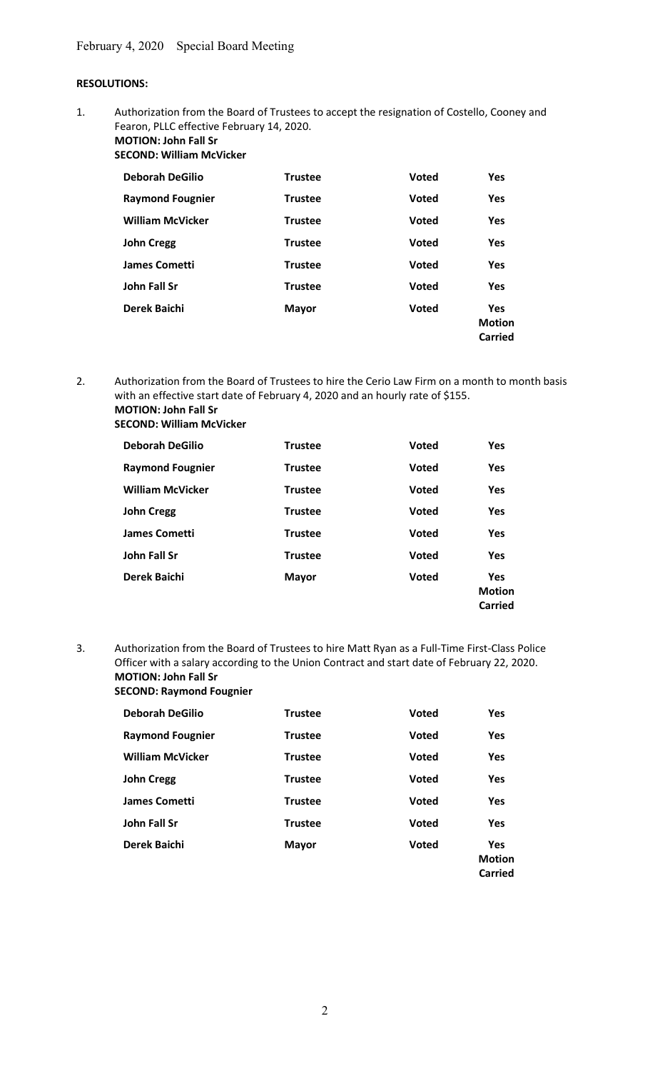February 4, 2020 Special Board Meeting

**RESOLUTIONS:**

1. Authorization from the Board of Trustees to accept the resignation of Costello, Cooney and Fearon, PLLC effective February 14, 2020.
**MOTION: John Fall Sr**
**SECOND: William McVicker**

| | | | |
|---|---|---|---|
| **Deborah DeGilio** | **Trustee** | **Voted** | **Yes** |
| **Raymond Fougnier** | **Trustee** | **Voted** | **Yes** |
| **William McVicker** | **Trustee** | **Voted** | **Yes** |
| **John Cregg** | **Trustee** | **Voted** | **Yes** |
| **James Cometti** | **Trustee** | **Voted** | **Yes** |
| **John Fall Sr** | **Trustee** | **Voted** | **Yes** |
| **Derek Baichi** | **Mayor** | **Voted** | **Yes Motion Carried** |

2. Authorization from the Board of Trustees to hire the Cerio Law Firm on a month to month basis with an effective start date of February 4, 2020 and an hourly rate of $155.
**MOTION: John Fall Sr**
**SECOND: William McVicker**

| | | | |
|---|---|---|---|
| **Deborah DeGilio** | **Trustee** | **Voted** | **Yes** |
| **Raymond Fougnier** | **Trustee** | **Voted** | **Yes** |
| **William McVicker** | **Trustee** | **Voted** | **Yes** |
| **John Cregg** | **Trustee** | **Voted** | **Yes** |
| **James Cometti** | **Trustee** | **Voted** | **Yes** |
| **John Fall Sr** | **Trustee** | **Voted** | **Yes** |
| **Derek Baichi** | **Mayor** | **Voted** | **Yes Motion Carried** |

3. Authorization from the Board of Trustees to hire Matt Ryan as a Full-Time First-Class Police Officer with a salary according to the Union Contract and start date of February 22, 2020.
**MOTION: John Fall Sr**
**SECOND: Raymond Fougnier**

| | | | |
|---|---|---|---|
| **Deborah DeGilio** | **Trustee** | **Voted** | **Yes** |
| **Raymond Fougnier** | **Trustee** | **Voted** | **Yes** |
| **William McVicker** | **Trustee** | **Voted** | **Yes** |
| **John Cregg** | **Trustee** | **Voted** | **Yes** |
| **James Cometti** | **Trustee** | **Voted** | **Yes** |
| **John Fall Sr** | **Trustee** | **Voted** | **Yes** |
| **Derek Baichi** | **Mayor** | **Voted** | **Yes Motion Carried** |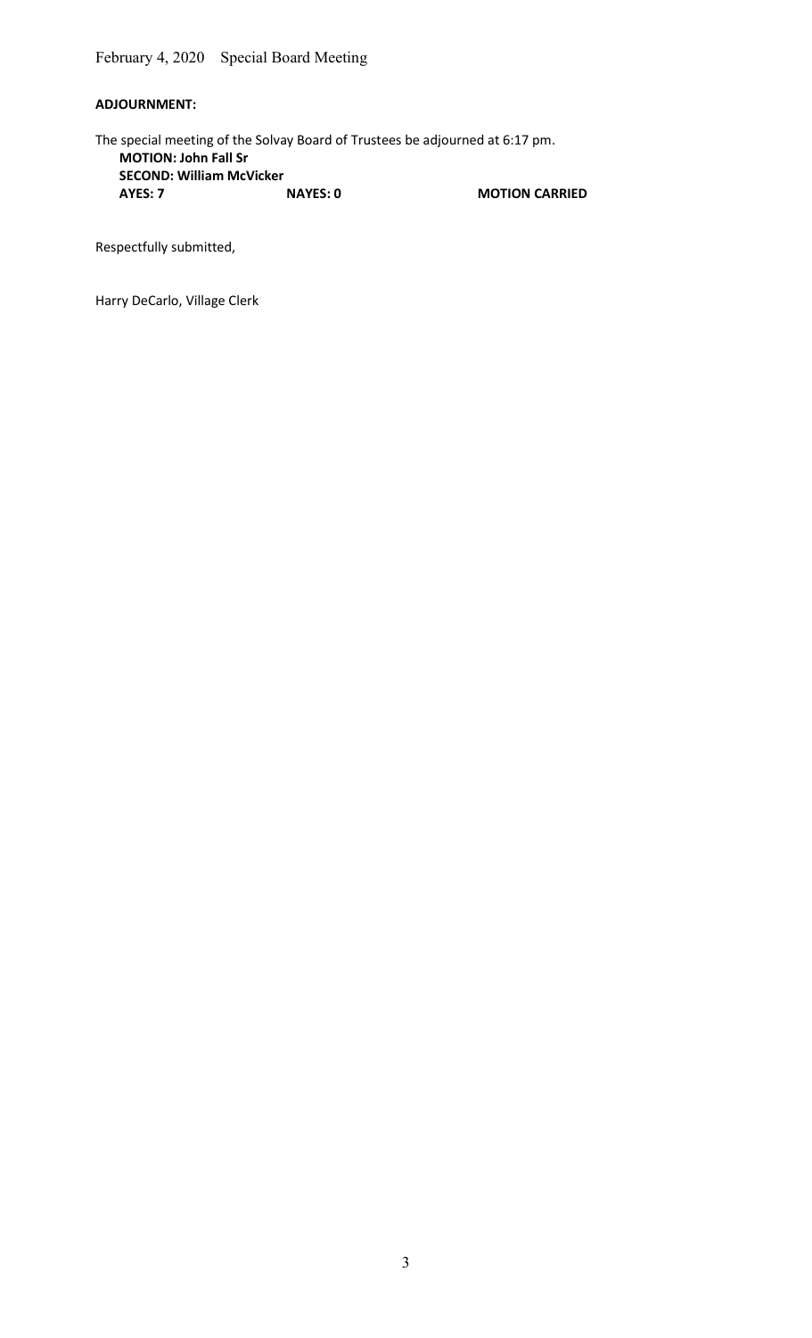**ADJOURNMENT:**

The special meeting of the Solvay Board of Trustees be adjourned at 6:17 pm.

**MOTION: John Fall Sr**
**SECOND: William McVicker**

| | | |
|---|---|---|
| **AYES: 7** | **NAYES: 0** | **MOTION CARRIED** |

Respectfully submitted,

Harry DeCarlo, Village Clerk